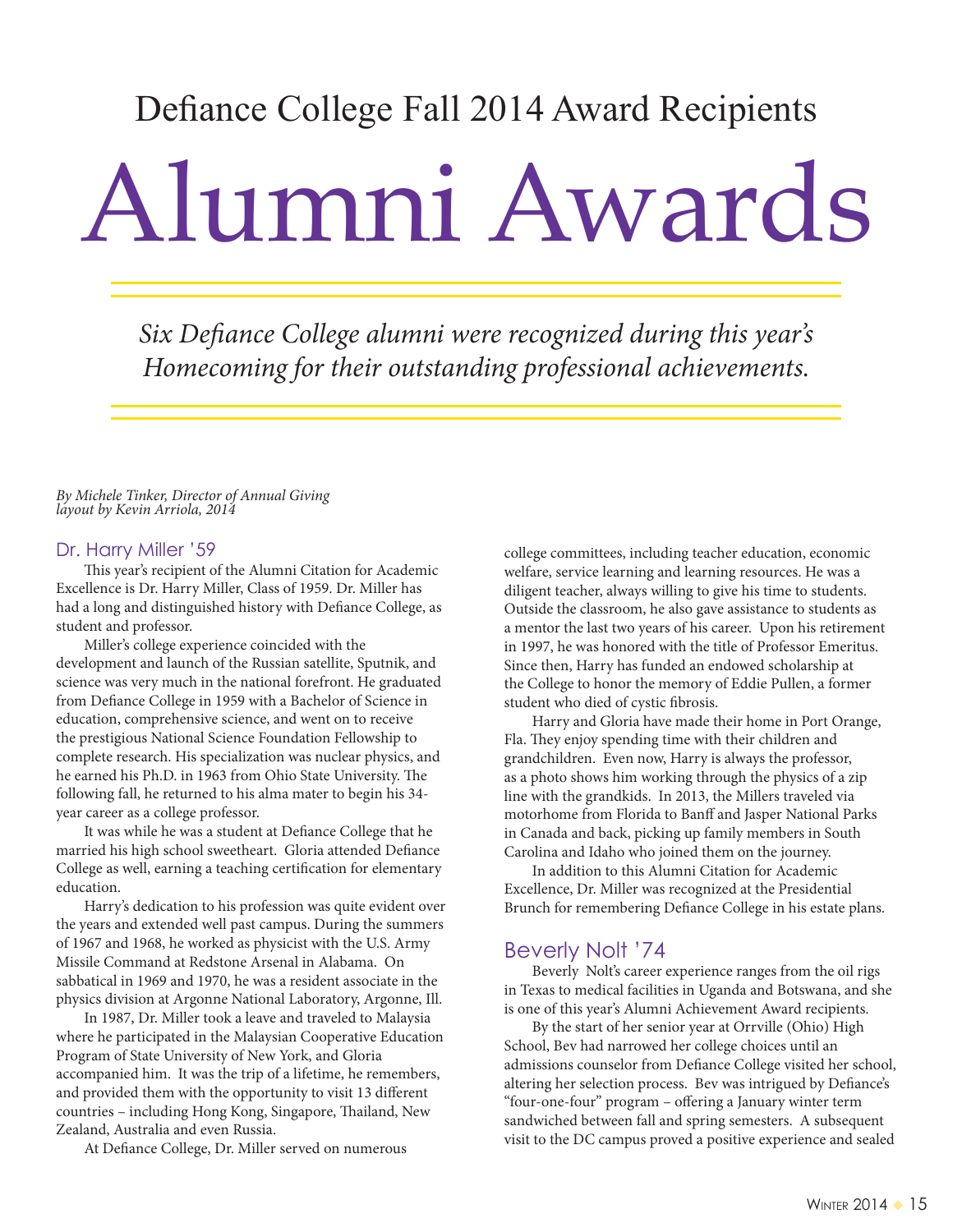Defiance College Fall 2014 Award Recipients

# Alumni Awards

*Six Defiance College alumni were recognized during this year's Homecoming for their outstanding professional achievements.*

*By Michele Tinker, Director of Annual Giving*
*layout by Kevin Arriola, 2014*

## Dr. Harry Miller '59

This year's recipient of the Alumni Citation for Academic Excellence is Dr. Harry Miller, Class of 1959. Dr. Miller has had a long and distinguished history with Defiance College, as student and professor.

Miller's college experience coincided with the development and launch of the Russian satellite, Sputnik, and science was very much in the national forefront. He graduated from Defiance College in 1959 with a Bachelor of Science in education, comprehensive science, and went on to receive the prestigious National Science Foundation Fellowship to complete research. His specialization was nuclear physics, and he earned his Ph.D. in 1963 from Ohio State University. The following fall, he returned to his alma mater to begin his 34-year career as a college professor.

It was while he was a student at Defiance College that he married his high school sweetheart. Gloria attended Defiance College as well, earning a teaching certification for elementary education.

Harry's dedication to his profession was quite evident over the years and extended well past campus. During the summers of 1967 and 1968, he worked as physicist with the U.S. Army Missile Command at Redstone Arsenal in Alabama. On sabbatical in 1969 and 1970, he was a resident associate in the physics division at Argonne National Laboratory, Argonne, Ill.

In 1987, Dr. Miller took a leave and traveled to Malaysia where he participated in the Malaysian Cooperative Education Program of State University of New York, and Gloria accompanied him. It was the trip of a lifetime, he remembers, and provided them with the opportunity to visit 13 different countries – including Hong Kong, Singapore, Thailand, New Zealand, Australia and even Russia.

At Defiance College, Dr. Miller served on numerous college committees, including teacher education, economic welfare, service learning and learning resources. He was a diligent teacher, always willing to give his time to students. Outside the classroom, he also gave assistance to students as a mentor the last two years of his career. Upon his retirement in 1997, he was honored with the title of Professor Emeritus. Since then, Harry has funded an endowed scholarship at the College to honor the memory of Eddie Pullen, a former student who died of cystic fibrosis.

Harry and Gloria have made their home in Port Orange, Fla. They enjoy spending time with their children and grandchildren. Even now, Harry is always the professor, as a photo shows him working through the physics of a zip line with the grandkids. In 2013, the Millers traveled via motorhome from Florida to Banff and Jasper National Parks in Canada and back, picking up family members in South Carolina and Idaho who joined them on the journey.

In addition to this Alumni Citation for Academic Excellence, Dr. Miller was recognized at the Presidential Brunch for remembering Defiance College in his estate plans.

## Beverly Nolt '74

Beverly Nolt's career experience ranges from the oil rigs in Texas to medical facilities in Uganda and Botswana, and she is one of this year's Alumni Achievement Award recipients.

By the start of her senior year at Orrville (Ohio) High School, Bev had narrowed her college choices until an admissions counselor from Defiance College visited her school, altering her selection process. Bev was intrigued by Defiance's "four-one-four" program – offering a January winter term sandwiched between fall and spring semesters. A subsequent visit to the DC campus proved a positive experience and sealed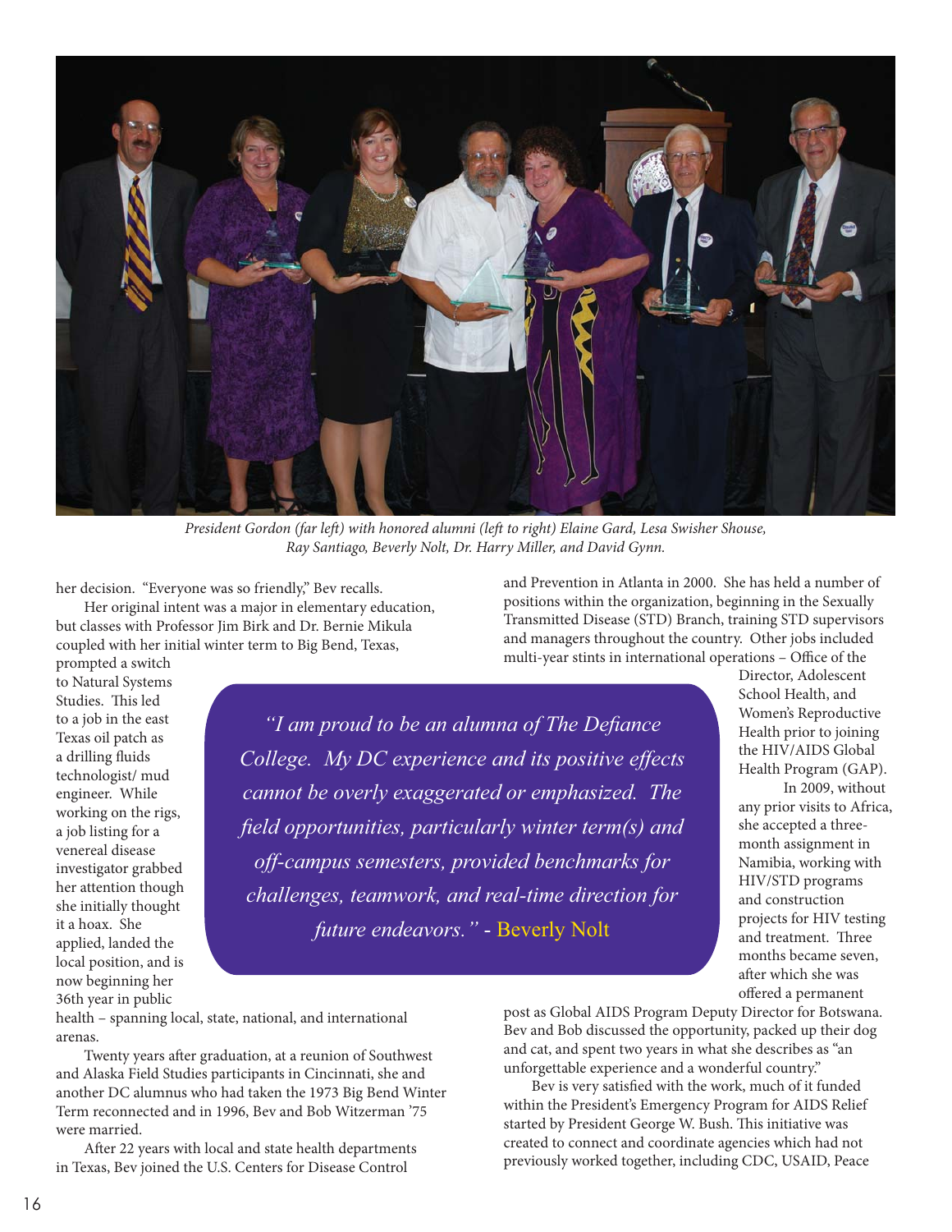*President Gordon (far left) with honored alumni (left to right) Elaine Gard, Lesa Swisher Shouse, Ray Santiago, Beverly Nolt, Dr. Harry Miller, and David Gynn.*

her decision. "Everyone was so friendly," Bev recalls.

Her original intent was a major in elementary education, but classes with Professor Jim Birk and Dr. Bernie Mikula coupled with her initial winter term to Big Bend, Texas, prompted a switch to Natural Systems Studies. This led to a job in the east Texas oil patch as a drilling fluids technologist/ mud engineer. While working on the rigs, a job listing for a venereal disease investigator grabbed her attention though she initially thought it a hoax. She applied, landed the local position, and is now beginning her 36th year in public health – spanning local, state, national, and international arenas.

> *"I am proud to be an alumna of The Defiance College. My DC experience and its positive effects cannot be overly exaggerated or emphasized. The field opportunities, particularly winter term(s) and off-campus semesters, provided benchmarks for challenges, teamwork, and real-time direction for future endeavors."* - Beverly Nolt

Twenty years after graduation, at a reunion of Southwest and Alaska Field Studies participants in Cincinnati, she and another DC alumnus who had taken the 1973 Big Bend Winter Term reconnected and in 1996, Bev and Bob Witzerman '75 were married.

After 22 years with local and state health departments in Texas, Bev joined the U.S. Centers for Disease Control and Prevention in Atlanta in 2000. She has held a number of positions within the organization, beginning in the Sexually Transmitted Disease (STD) Branch, training STD supervisors and managers throughout the country. Other jobs included multi-year stints in international operations – Office of the Director, Adolescent School Health, and Women's Reproductive Health prior to joining the HIV/AIDS Global Health Program (GAP).

In 2009, without any prior visits to Africa, she accepted a three-month assignment in Namibia, working with HIV/STD programs and construction projects for HIV testing and treatment. Three months became seven, after which she was offered a permanent post as Global AIDS Program Deputy Director for Botswana. Bev and Bob discussed the opportunity, packed up their dog and cat, and spent two years in what she describes as "an unforgettable experience and a wonderful country."

Bev is very satisfied with the work, much of it funded within the President's Emergency Program for AIDS Relief started by President George W. Bush. This initiative was created to connect and coordinate agencies which had not previously worked together, including CDC, USAID, Peace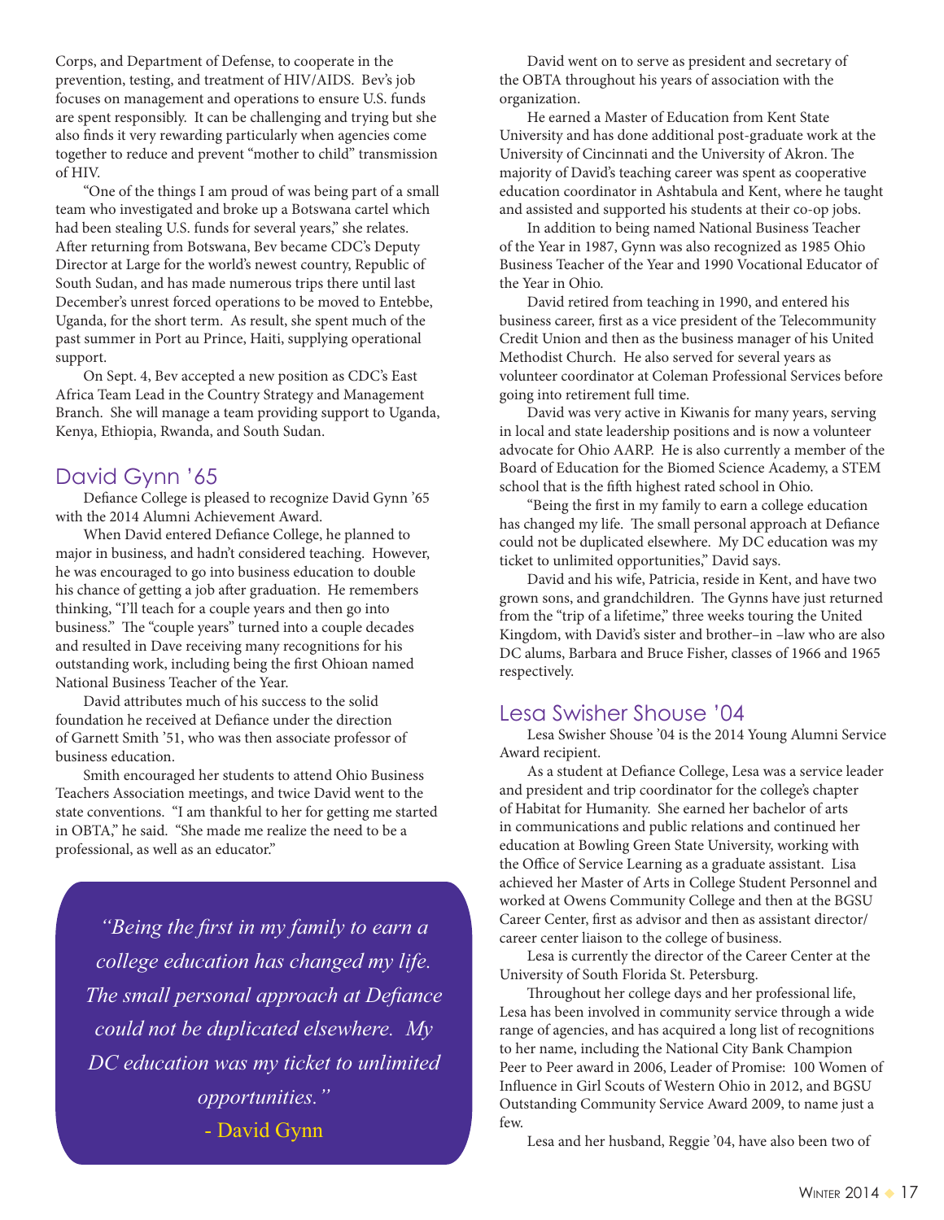Corps, and Department of Defense, to cooperate in the prevention, testing, and treatment of HIV/AIDS. Bev's job focuses on management and operations to ensure U.S. funds are spent responsibly. It can be challenging and trying but she also finds it very rewarding particularly when agencies come together to reduce and prevent "mother to child" transmission of HIV.

"One of the things I am proud of was being part of a small team who investigated and broke up a Botswana cartel which had been stealing U.S. funds for several years," she relates. After returning from Botswana, Bev became CDC's Deputy Director at Large for the world's newest country, Republic of South Sudan, and has made numerous trips there until last December's unrest forced operations to be moved to Entebbe, Uganda, for the short term. As result, she spent much of the past summer in Port au Prince, Haiti, supplying operational support.

On Sept. 4, Bev accepted a new position as CDC's East Africa Team Lead in the Country Strategy and Management Branch. She will manage a team providing support to Uganda, Kenya, Ethiopia, Rwanda, and South Sudan.

## David Gynn '65

Defiance College is pleased to recognize David Gynn '65 with the 2014 Alumni Achievement Award.

When David entered Defiance College, he planned to major in business, and hadn't considered teaching. However, he was encouraged to go into business education to double his chance of getting a job after graduation. He remembers thinking, "I'll teach for a couple years and then go into business." The "couple years" turned into a couple decades and resulted in Dave receiving many recognitions for his outstanding work, including being the first Ohioan named National Business Teacher of the Year.

David attributes much of his success to the solid foundation he received at Defiance under the direction of Garnett Smith '51, who was then associate professor of business education.

Smith encouraged her students to attend Ohio Business Teachers Association meetings, and twice David went to the state conventions. "I am thankful to her for getting me started in OBTA," he said. "She made me realize the need to be a professional, as well as an educator."

> *"Being the first in my family to earn a college education has changed my life. The small personal approach at Defiance could not be duplicated elsewhere. My DC education was my ticket to unlimited opportunities."*
>
> \- David Gynn

David went on to serve as president and secretary of the OBTA throughout his years of association with the organization.

He earned a Master of Education from Kent State University and has done additional post-graduate work at the University of Cincinnati and the University of Akron. The majority of David's teaching career was spent as cooperative education coordinator in Ashtabula and Kent, where he taught and assisted and supported his students at their co-op jobs.

In addition to being named National Business Teacher of the Year in 1987, Gynn was also recognized as 1985 Ohio Business Teacher of the Year and 1990 Vocational Educator of the Year in Ohio.

David retired from teaching in 1990, and entered his business career, first as a vice president of the Telecommunity Credit Union and then as the business manager of his United Methodist Church. He also served for several years as volunteer coordinator at Coleman Professional Services before going into retirement full time.

David was very active in Kiwanis for many years, serving in local and state leadership positions and is now a volunteer advocate for Ohio AARP. He is also currently a member of the Board of Education for the Biomed Science Academy, a STEM school that is the fifth highest rated school in Ohio.

"Being the first in my family to earn a college education has changed my life. The small personal approach at Defiance could not be duplicated elsewhere. My DC education was my ticket to unlimited opportunities," David says.

David and his wife, Patricia, reside in Kent, and have two grown sons, and grandchildren. The Gynns have just returned from the "trip of a lifetime," three weeks touring the United Kingdom, with David's sister and brother–in –law who are also DC alums, Barbara and Bruce Fisher, classes of 1966 and 1965 respectively.

## Lesa Swisher Shouse '04

Lesa Swisher Shouse '04 is the 2014 Young Alumni Service Award recipient.

As a student at Defiance College, Lesa was a service leader and president and trip coordinator for the college's chapter of Habitat for Humanity. She earned her bachelor of arts in communications and public relations and continued her education at Bowling Green State University, working with the Office of Service Learning as a graduate assistant. Lisa achieved her Master of Arts in College Student Personnel and worked at Owens Community College and then at the BGSU Career Center, first as advisor and then as assistant director/ career center liaison to the college of business.

Lesa is currently the director of the Career Center at the University of South Florida St. Petersburg.

Throughout her college days and her professional life, Lesa has been involved in community service through a wide range of agencies, and has acquired a long list of recognitions to her name, including the National City Bank Champion Peer to Peer award in 2006, Leader of Promise: 100 Women of Influence in Girl Scouts of Western Ohio in 2012, and BGSU Outstanding Community Service Award 2009, to name just a few.

Lesa and her husband, Reggie '04, have also been two of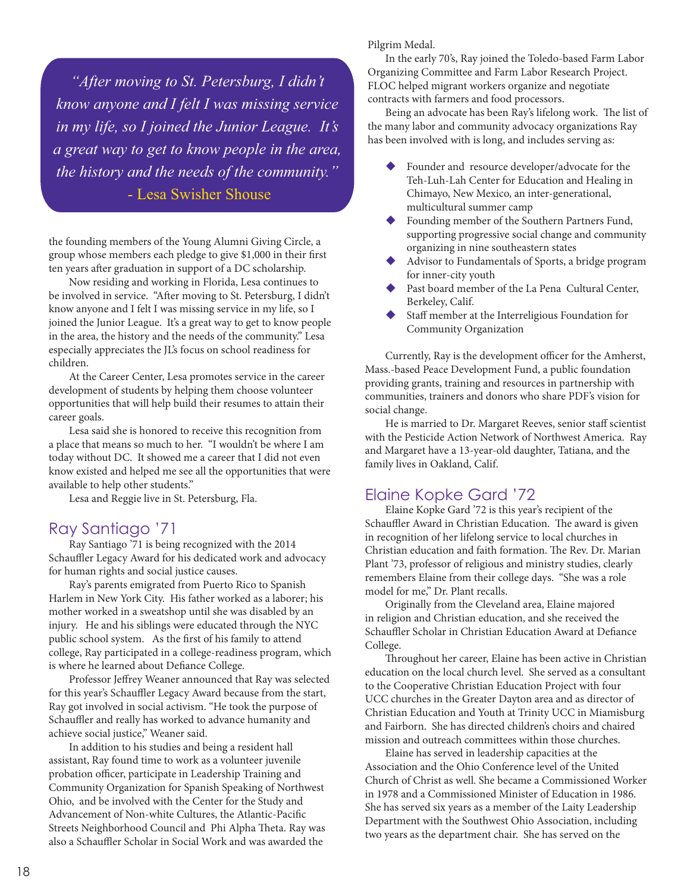> *"After moving to St. Petersburg, I didn't know anyone and I felt I was missing service in my life, so I joined the Junior League. It's a great way to get to know people in the area, the history and the needs of the community."*
> - Lesa Swisher Shouse

the founding members of the Young Alumni Giving Circle, a group whose members each pledge to give $1,000 in their first ten years after graduation in support of a DC scholarship.

Now residing and working in Florida, Lesa continues to be involved in service. "After moving to St. Petersburg, I didn't know anyone and I felt I was missing service in my life, so I joined the Junior League. It's a great way to get to know people in the area, the history and the needs of the community." Lesa especially appreciates the JL's focus on school readiness for children.

At the Career Center, Lesa promotes service in the career development of students by helping them choose volunteer opportunities that will help build their resumes to attain their career goals.

Lesa said she is honored to receive this recognition from a place that means so much to her. "I wouldn't be where I am today without DC. It showed me a career that I did not even know existed and helped me see all the opportunities that were available to help other students."

Lesa and Reggie live in St. Petersburg, Fla.

## Ray Santiago '71

Ray Santiago '71 is being recognized with the 2014 Schauffler Legacy Award for his dedicated work and advocacy for human rights and social justice causes.

Ray's parents emigrated from Puerto Rico to Spanish Harlem in New York City. His father worked as a laborer; his mother worked in a sweatshop until she was disabled by an injury. He and his siblings were educated through the NYC public school system. As the first of his family to attend college, Ray participated in a college-readiness program, which is where he learned about Defiance College.

Professor Jeffrey Weaner announced that Ray was selected for this year's Schauffler Legacy Award because from the start, Ray got involved in social activism. "He took the purpose of Schauffler and really has worked to advance humanity and achieve social justice," Weaner said.

In addition to his studies and being a resident hall assistant, Ray found time to work as a volunteer juvenile probation officer, participate in Leadership Training and Community Organization for Spanish Speaking of Northwest Ohio, and be involved with the Center for the Study and Advancement of Non-white Cultures, the Atlantic-Pacific Streets Neighborhood Council and Phi Alpha Theta. Ray was also a Schauffler Scholar in Social Work and was awarded the Pilgrim Medal.

In the early 70's, Ray joined the Toledo-based Farm Labor Organizing Committee and Farm Labor Research Project. FLOC helped migrant workers organize and negotiate contracts with farmers and food processors.

Being an advocate has been Ray's lifelong work. The list of the many labor and community advocacy organizations Ray has been involved with is long, and includes serving as:

- Founder and resource developer/advocate for the Teh-Luh-Lah Center for Education and Healing in Chimayo, New Mexico, an inter-generational, multicultural summer camp
- Founding member of the Southern Partners Fund, supporting progressive social change and community organizing in nine southeastern states
- Advisor to Fundamentals of Sports, a bridge program for inner-city youth
- Past board member of the La Pena Cultural Center, Berkeley, Calif.
- Staff member at the Interreligious Foundation for Community Organization

Currently, Ray is the development officer for the Amherst, Mass.-based Peace Development Fund, a public foundation providing grants, training and resources in partnership with communities, trainers and donors who share PDF's vision for social change.

He is married to Dr. Margaret Reeves, senior staff scientist with the Pesticide Action Network of Northwest America. Ray and Margaret have a 13-year-old daughter, Tatiana, and the family lives in Oakland, Calif.

## Elaine Kopke Gard '72

Elaine Kopke Gard '72 is this year's recipient of the Schauffler Award in Christian Education. The award is given in recognition of her lifelong service to local churches in Christian education and faith formation. The Rev. Dr. Marian Plant '73, professor of religious and ministry studies, clearly remembers Elaine from their college days. "She was a role model for me," Dr. Plant recalls.

Originally from the Cleveland area, Elaine majored in religion and Christian education, and she received the Schauffler Scholar in Christian Education Award at Defiance College.

Throughout her career, Elaine has been active in Christian education on the local church level. She served as a consultant to the Cooperative Christian Education Project with four UCC churches in the Greater Dayton area and as director of Christian Education and Youth at Trinity UCC in Miamisburg and Fairborn. She has directed children's choirs and chaired mission and outreach committees within those churches.

Elaine has served in leadership capacities at the Association and the Ohio Conference level of the United Church of Christ as well. She became a Commissioned Worker in 1978 and a Commissioned Minister of Education in 1986. She has served six years as a member of the Laity Leadership Department with the Southwest Ohio Association, including two years as the department chair. She has served on the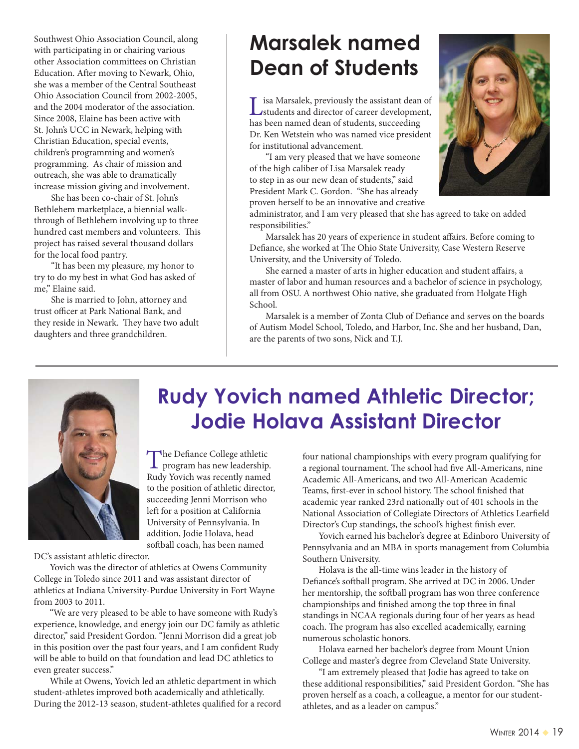Southwest Ohio Association Council, along with participating in or chairing various other Association committees on Christian Education. After moving to Newark, Ohio, she was a member of the Central Southeast Ohio Association Council from 2002-2005, and the 2004 moderator of the association. Since 2008, Elaine has been active with St. John's UCC in Newark, helping with Christian Education, special events, children's programming and women's programming. As chair of mission and outreach, she was able to dramatically increase mission giving and involvement.

She has been co-chair of St. John's Bethlehem marketplace, a biennial walk-through of Bethlehem involving up to three hundred cast members and volunteers. This project has raised several thousand dollars for the local food pantry.

"It has been my pleasure, my honor to try to do my best in what God has asked of me," Elaine said.

She is married to John, attorney and trust officer at Park National Bank, and they reside in Newark. They have two adult daughters and three grandchildren.

# Marsalek named Dean of Students

Lisa Marsalek, previously the assistant dean of students and director of career development, has been named dean of students, succeeding Dr. Ken Wetstein who was named vice president for institutional advancement.

"I am very pleased that we have someone of the high caliber of Lisa Marsalek ready to step in as our new dean of students," said President Mark C. Gordon. "She has already proven herself to be an innovative and creative administrator, and I am very pleased that she has agreed to take on added responsibilities."

Marsalek has 20 years of experience in student affairs. Before coming to Defiance, she worked at The Ohio State University, Case Western Reserve University, and the University of Toledo.

She earned a master of arts in higher education and student affairs, a master of labor and human resources and a bachelor of science in psychology, all from OSU. A northwest Ohio native, she graduated from Holgate High School.

Marsalek is a member of Zonta Club of Defiance and serves on the boards of Autism Model School, Toledo, and Harbor, Inc. She and her husband, Dan, are the parents of two sons, Nick and T.J.

# Rudy Yovich named Athletic Director; Jodie Holava Assistant Director

The Defiance College athletic program has new leadership. Rudy Yovich was recently named to the position of athletic director, succeeding Jenni Morrison who left for a position at California University of Pennsylvania. In addition, Jodie Holava, head softball coach, has been named DC's assistant athletic director.

Yovich was the director of athletics at Owens Community College in Toledo since 2011 and was assistant director of athletics at Indiana University-Purdue University in Fort Wayne from 2003 to 2011.

"We are very pleased to be able to have someone with Rudy's experience, knowledge, and energy join our DC family as athletic director," said President Gordon. "Jenni Morrison did a great job in this position over the past four years, and I am confident Rudy will be able to build on that foundation and lead DC athletics to even greater success."

While at Owens, Yovich led an athletic department in which student-athletes improved both academically and athletically. During the 2012-13 season, student-athletes qualified for a record four national championships with every program qualifying for a regional tournament. The school had five All-Americans, nine Academic All-Americans, and two All-American Academic Teams, first-ever in school history. The school finished that academic year ranked 23rd nationally out of 401 schools in the National Association of Collegiate Directors of Athletics Learfield Director's Cup standings, the school's highest finish ever.

Yovich earned his bachelor's degree at Edinboro University of Pennsylvania and an MBA in sports management from Columbia Southern University.

Holava is the all-time wins leader in the history of Defiance's softball program. She arrived at DC in 2006. Under her mentorship, the softball program has won three conference championships and finished among the top three in final standings in NCAA regionals during four of her years as head coach. The program has also excelled academically, earning numerous scholastic honors.

Holava earned her bachelor's degree from Mount Union College and master's degree from Cleveland State University.

"I am extremely pleased that Jodie has agreed to take on these additional responsibilities," said President Gordon. "She has proven herself as a coach, a colleague, a mentor for our student-athletes, and as a leader on campus."